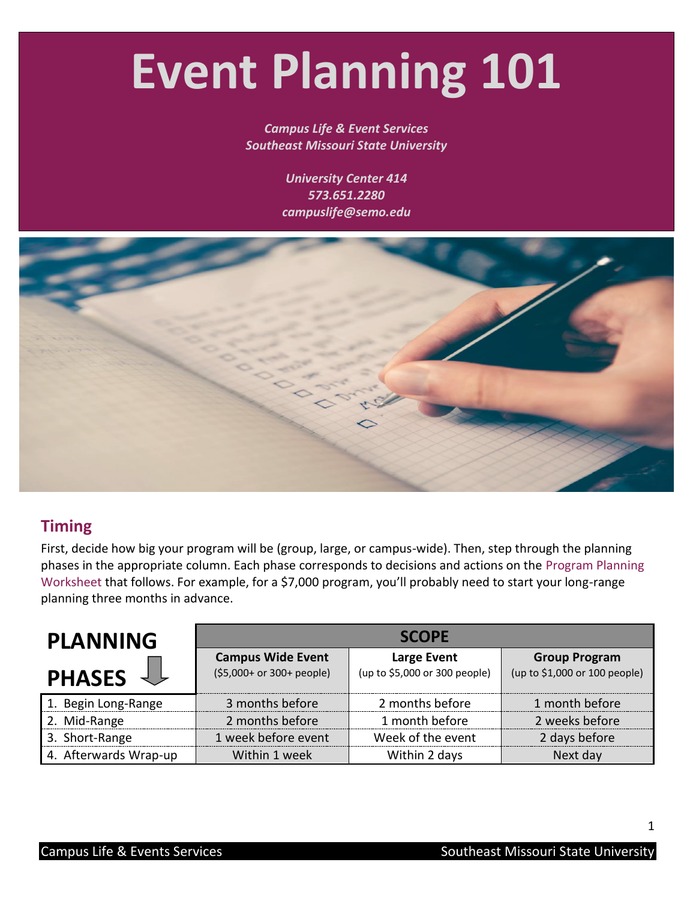# Event Planning 101

*Campus Life & Event Services*
*Southeast Missouri State University*

*University Center 414*
*573.651.2280*
*campuslife@semo.edu*

## Timing

First, decide how big your program will be (group, large, or campus-wide). Then, step through the planning phases in the appropriate column. Each phase corresponds to decisions and actions on the Program Planning Worksheet that follows. For example, for a $7,000 program, you'll probably need to start your long-range planning three months in advance.

| PLANNING PHASES | SCOPE | | |
|---|---|---|---|
| | **Campus Wide Event** ($5,000+ or 300+ people) | **Large Event** (up to $5,000 or 300 people) | **Group Program** (up to $1,000 or 100 people) |
| 1. Begin Long-Range | 3 months before | 2 months before | 1 month before |
| 2. Mid-Range | 2 months before | 1 month before | 2 weeks before |
| 3. Short-Range | 1 week before event | Week of the event | 2 days before |
| 4. Afterwards Wrap-up | Within 1 week | Within 2 days | Next day |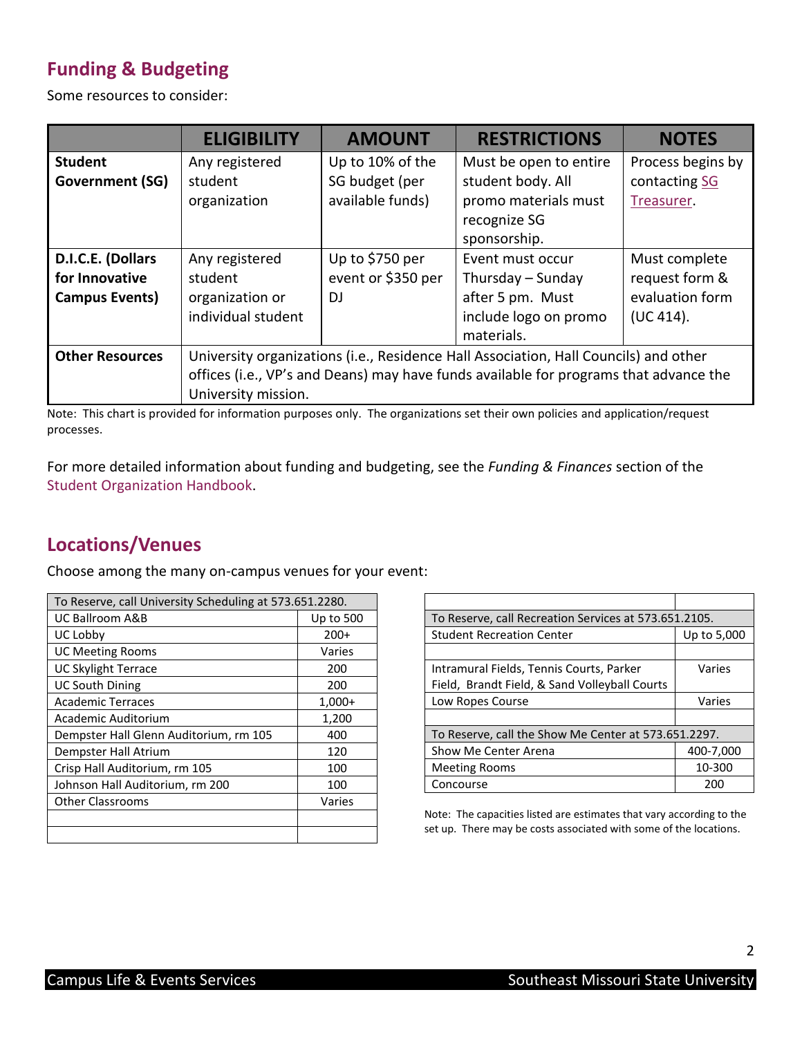## Funding & Budgeting

Some resources to consider:

| | ELIGIBILITY | AMOUNT | RESTRICTIONS | NOTES |
|---|---|---|---|---|
| **Student Government (SG)** | Any registered student organization | Up to 10% of the SG budget (per available funds) | Must be open to entire student body. All promo materials must recognize SG sponsorship. | Process begins by contacting SG Treasurer. |
| **D.I.C.E. (Dollars for Innovative Campus Events)** | Any registered student organization or individual student | Up to $750 per event or $350 per DJ | Event must occur Thursday – Sunday after 5 pm. Must include logo on promo materials. | Must complete request form & evaluation form (UC 414). |
| **Other Resources** | University organizations (i.e., Residence Hall Association, Hall Councils) and other offices (i.e., VP's and Deans) may have funds available for programs that advance the University mission. | | | |

Note: This chart is provided for information purposes only. The organizations set their own policies and application/request processes.

For more detailed information about funding and budgeting, see the *Funding & Finances* section of the Student Organization Handbook.

## Locations/Venues

Choose among the many on-campus venues for your event:

| To Reserve, call University Scheduling at 573.651.2280. | |
|---|---|
| UC Ballroom A&B | Up to 500 |
| UC Lobby | 200+ |
| UC Meeting Rooms | Varies |
| UC Skylight Terrace | 200 |
| UC South Dining | 200 |
| Academic Terraces | 1,000+ |
| Academic Auditorium | 1,200 |
| Dempster Hall Glenn Auditorium, rm 105 | 400 |
| Dempster Hall Atrium | 120 |
| Crisp Hall Auditorium, rm 105 | 100 |
| Johnson Hall Auditorium, rm 200 | 100 |
| Other Classrooms | Varies |

| To Reserve, call Recreation Services at 573.651.2105. | |
|---|---|
| Student Recreation Center | Up to 5,000 |
| Intramural Fields, Tennis Courts, Parker Field, Brandt Field, & Sand Volleyball Courts | Varies |
| Low Ropes Course | Varies |
| **To Reserve, call the Show Me Center at 573.651.2297.** | |
| Show Me Center Arena | 400-7,000 |
| Meeting Rooms | 10-300 |
| Concourse | 200 |

Note: The capacities listed are estimates that vary according to the set up. There may be costs associated with some of the locations.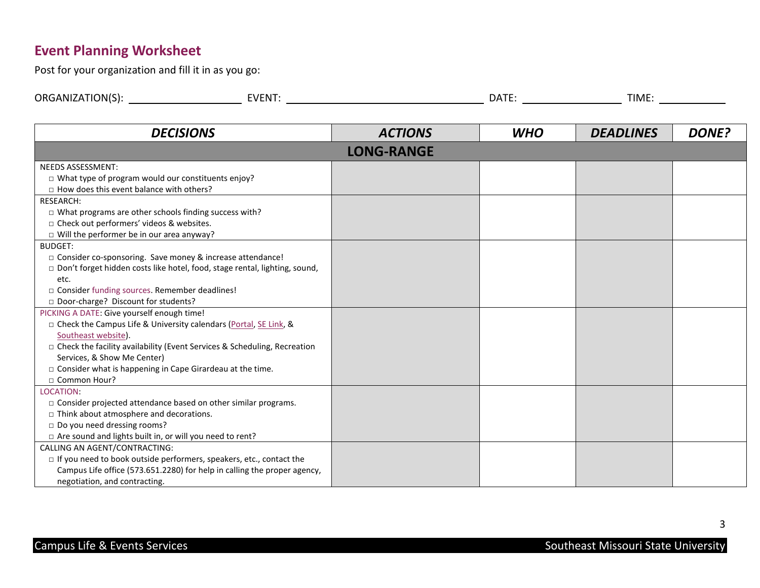## Event Planning Worksheet

Post for your organization and fill it in as you go:

ORGANIZATION(S): ____________________ EVENT: ____________________________________ DATE: __________________ TIME: ____________

| *DECISIONS* | *ACTIONS* | *WHO* | *DEADLINES* | *DONE?* |
|---|---|---|---|---|
| **LONG-RANGE** | | | | |
| NEEDS ASSESSMENT:<br>□ What type of program would our constituents enjoy?<br>□ How does this event balance with others? | | | | |
| RESEARCH:<br>□ What programs are other schools finding success with?<br>□ Check out performers' videos & websites.<br>□ Will the performer be in our area anyway? | | | | |
| BUDGET:<br>□ Consider co-sponsoring. Save money & increase attendance!<br>□ Don't forget hidden costs like hotel, food, stage rental, lighting, sound, etc.<br>□ Consider funding sources. Remember deadlines!<br>□ Door-charge? Discount for students? | | | | |
| PICKING A DATE: Give yourself enough time!<br>□ Check the Campus Life & University calendars (Portal, SE Link, & Southeast website).<br>□ Check the facility availability (Event Services & Scheduling, Recreation Services, & Show Me Center)<br>□ Consider what is happening in Cape Girardeau at the time.<br>□ Common Hour? | | | | |
| LOCATION:<br>□ Consider projected attendance based on other similar programs.<br>□ Think about atmosphere and decorations.<br>□ Do you need dressing rooms?<br>□ Are sound and lights built in, or will you need to rent? | | | | |
| CALLING AN AGENT/CONTRACTING:<br>□ If you need to book outside performers, speakers, etc., contact the Campus Life office (573.651.2280) for help in calling the proper agency, negotiation, and contracting. | | | | |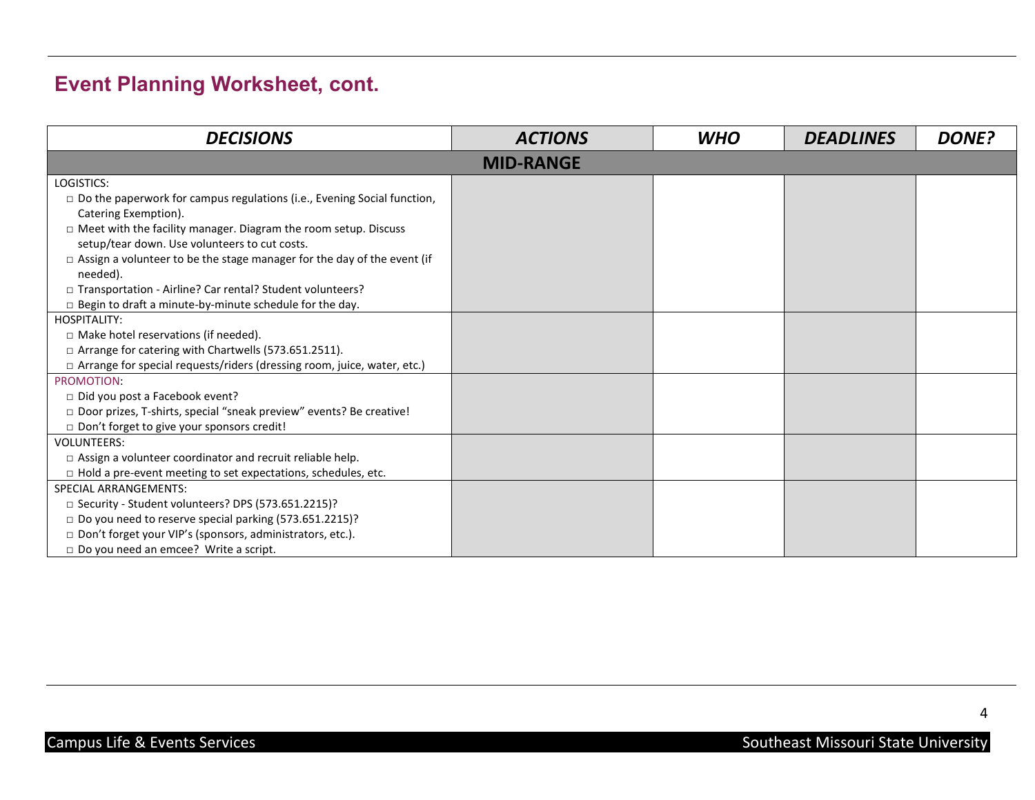## Event Planning Worksheet, cont.

| *DECISIONS* | *ACTIONS* | *WHO* | *DEADLINES* | *DONE?* |
|---|---|---|---|---|
| **MID-RANGE** | | | | |
| LOGISTICS:<br>□ Do the paperwork for campus regulations (i.e., Evening Social function, Catering Exemption).<br>□ Meet with the facility manager. Diagram the room setup. Discuss setup/tear down. Use volunteers to cut costs.<br>□ Assign a volunteer to be the stage manager for the day of the event (if needed).<br>□ Transportation - Airline? Car rental? Student volunteers?<br>□ Begin to draft a minute-by-minute schedule for the day. | | | | |
| HOSPITALITY:<br>□ Make hotel reservations (if needed).<br>□ Arrange for catering with Chartwells (573.651.2511).<br>□ Arrange for special requests/riders (dressing room, juice, water, etc.) | | | | |
| PROMOTION:<br>□ Did you post a Facebook event?<br>□ Door prizes, T-shirts, special "sneak preview" events? Be creative!<br>□ Don't forget to give your sponsors credit! | | | | |
| VOLUNTEERS:<br>□ Assign a volunteer coordinator and recruit reliable help.<br>□ Hold a pre-event meeting to set expectations, schedules, etc. | | | | |
| SPECIAL ARRANGEMENTS:<br>□ Security - Student volunteers? DPS (573.651.2215)?<br>□ Do you need to reserve special parking (573.651.2215)?<br>□ Don't forget your VIP's (sponsors, administrators, etc.).<br>□ Do you need an emcee? Write a script. | | | | |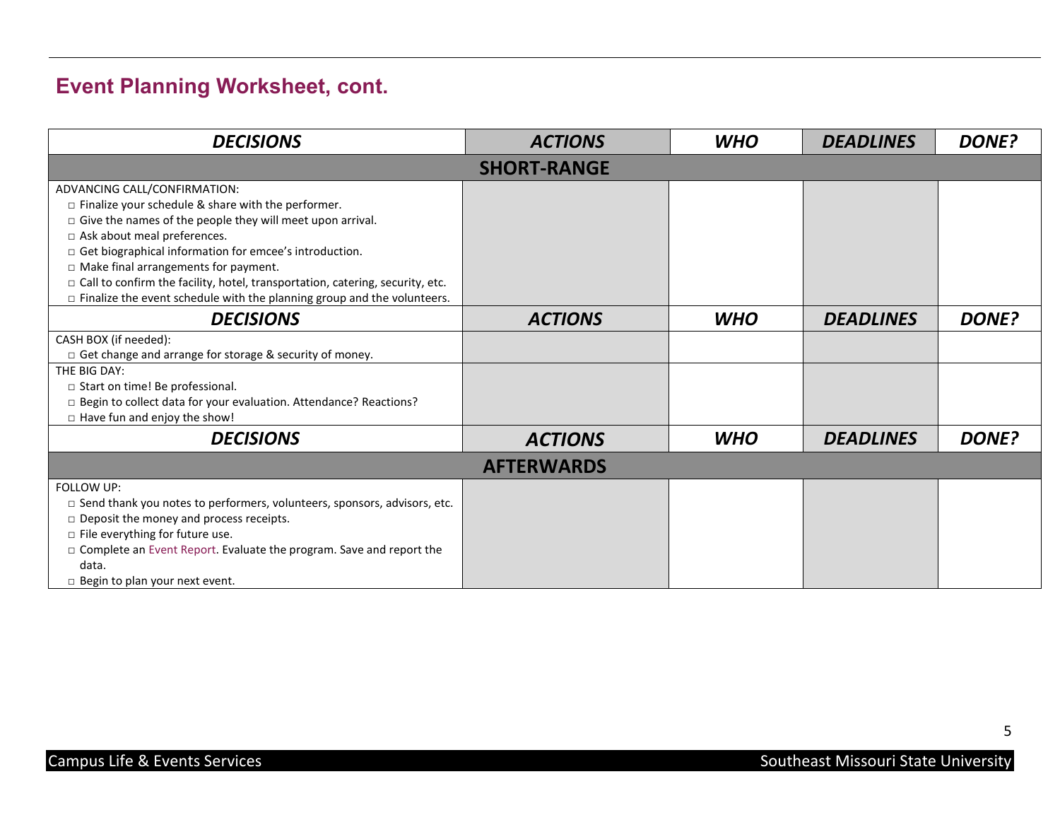## Event Planning Worksheet, cont.

| ***DECISIONS*** | ***ACTIONS*** | ***WHO*** | ***DEADLINES*** | ***DONE?*** |
|---|---|---|---|---|
| **SHORT-RANGE** | | | | |
| ADVANCING CALL/CONFIRMATION:<br>□ Finalize your schedule & share with the performer.<br>□ Give the names of the people they will meet upon arrival.<br>□ Ask about meal preferences.<br>□ Get biographical information for emcee's introduction.<br>□ Make final arrangements for payment.<br>□ Call to confirm the facility, hotel, transportation, catering, security, etc.<br>□ Finalize the event schedule with the planning group and the volunteers. | | | | |
| ***DECISIONS*** | ***ACTIONS*** | ***WHO*** | ***DEADLINES*** | ***DONE?*** |
| CASH BOX (if needed):<br>□ Get change and arrange for storage & security of money. | | | | |
| THE BIG DAY:<br>□ Start on time! Be professional.<br>□ Begin to collect data for your evaluation. Attendance? Reactions?<br>□ Have fun and enjoy the show! | | | | |
| ***DECISIONS*** | ***ACTIONS*** | ***WHO*** | ***DEADLINES*** | ***DONE?*** |
| **AFTERWARDS** | | | | |
| FOLLOW UP:<br>□ Send thank you notes to performers, volunteers, sponsors, advisors, etc.<br>□ Deposit the money and process receipts.<br>□ File everything for future use.<br>□ Complete an Event Report. Evaluate the program. Save and report the data.<br>□ Begin to plan your next event. | | | | |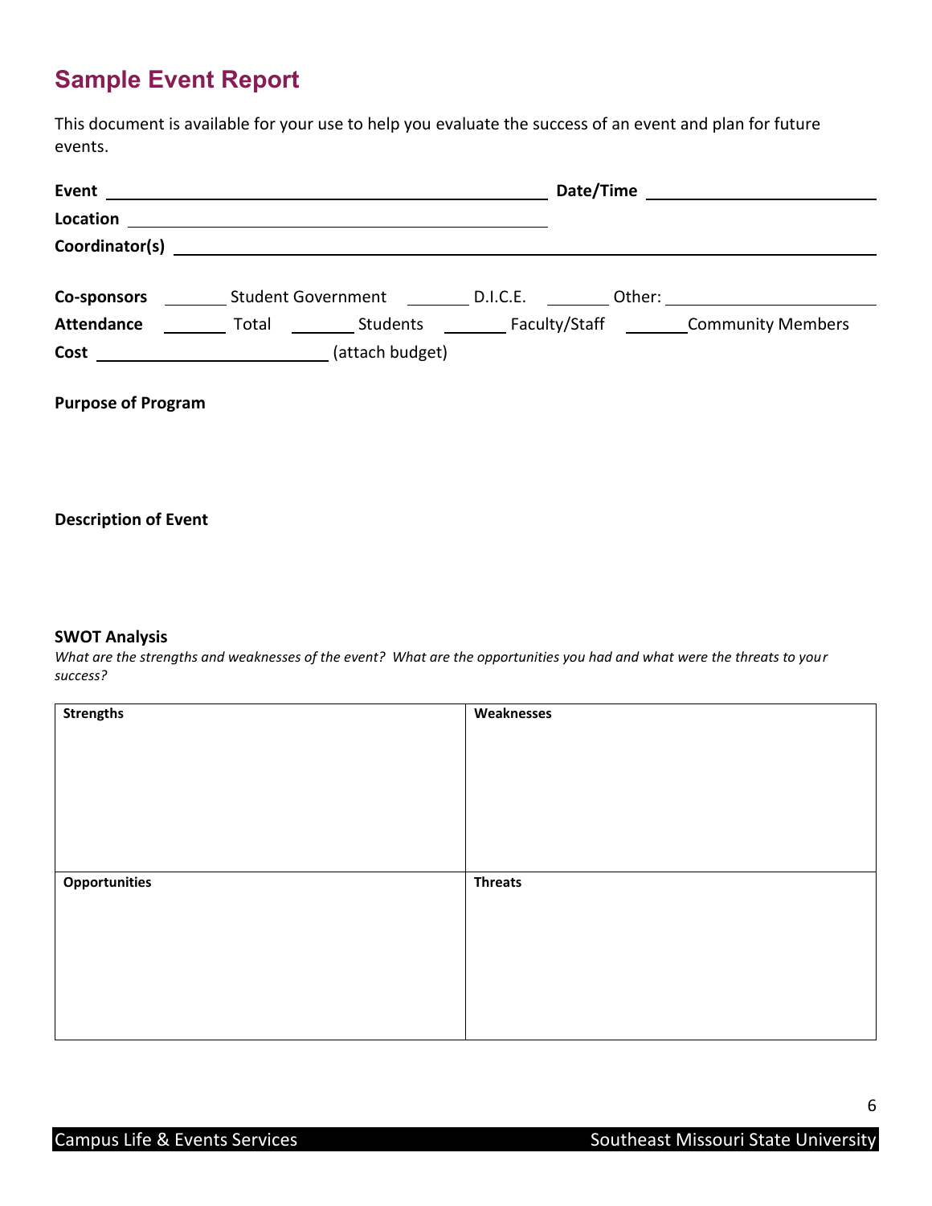# Sample Event Report

This document is available for your use to help you evaluate the success of an event and plan for future events.

**Event** ______________________________ **Date/Time** ____________________

**Location** ______________________________

**Coordinator(s)** ______________________________________________

**Co-sponsors** _______ Student Government _______ D.I.C.E. _______ Other: ____________________

**Attendance** _______ Total _______ Students _______ Faculty/Staff _______ Community Members

**Cost** ____________________ (attach budget)

**Purpose of Program**

**Description of Event**

**SWOT Analysis**

*What are the strengths and weaknesses of the event? What are the opportunities you had and what were the threats to your success?*

| **Strengths** | **Weaknesses** |
| --- | --- |
| | |
| **Opportunities** | **Threats** |
| | |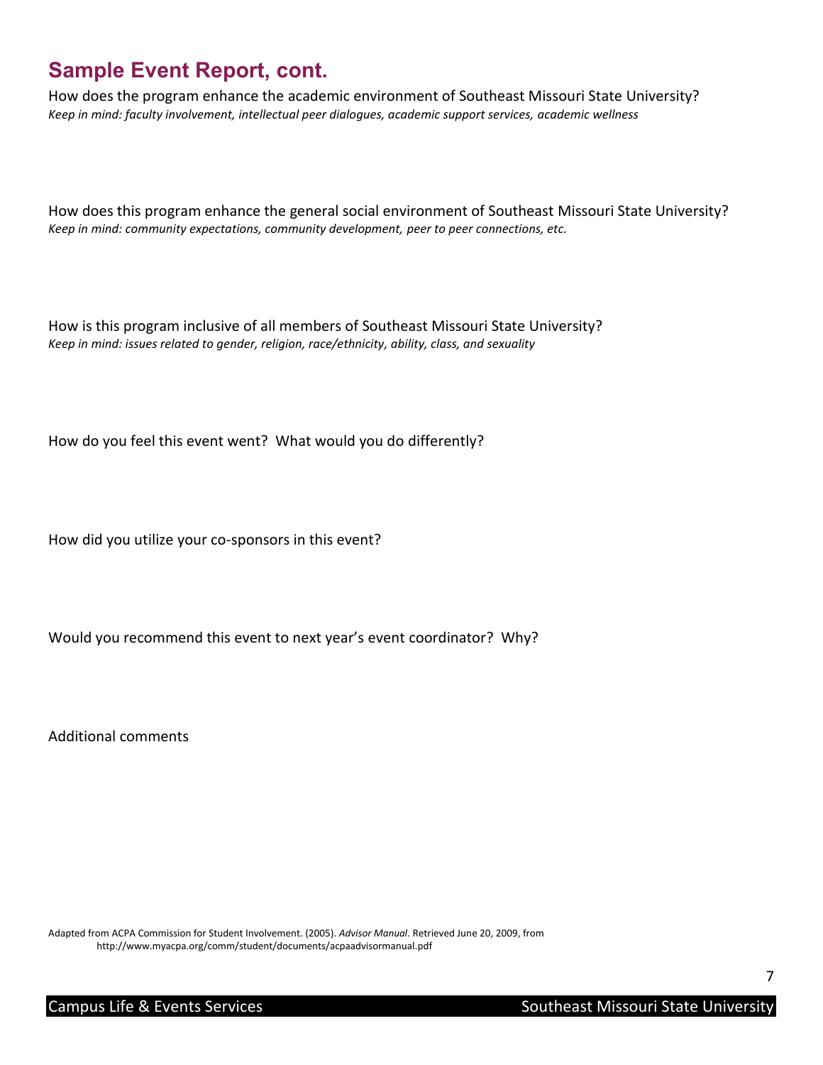## Sample Event Report, cont.

How does the program enhance the academic environment of Southeast Missouri State University?
*Keep in mind: faculty involvement, intellectual peer dialogues, academic support services, academic wellness*

How does this program enhance the general social environment of Southeast Missouri State University?
*Keep in mind: community expectations, community development, peer to peer connections, etc.*

How is this program inclusive of all members of Southeast Missouri State University?
*Keep in mind: issues related to gender, religion, race/ethnicity, ability, class, and sexuality*

How do you feel this event went? What would you do differently?

How did you utilize your co-sponsors in this event?

Would you recommend this event to next year's event coordinator? Why?

Additional comments

Adapted from ACPA Commission for Student Involvement. (2005). *Advisor Manual*. Retrieved June 20, 2009, from http://www.myacpa.org/comm/student/documents/acpaadvisormanual.pdf